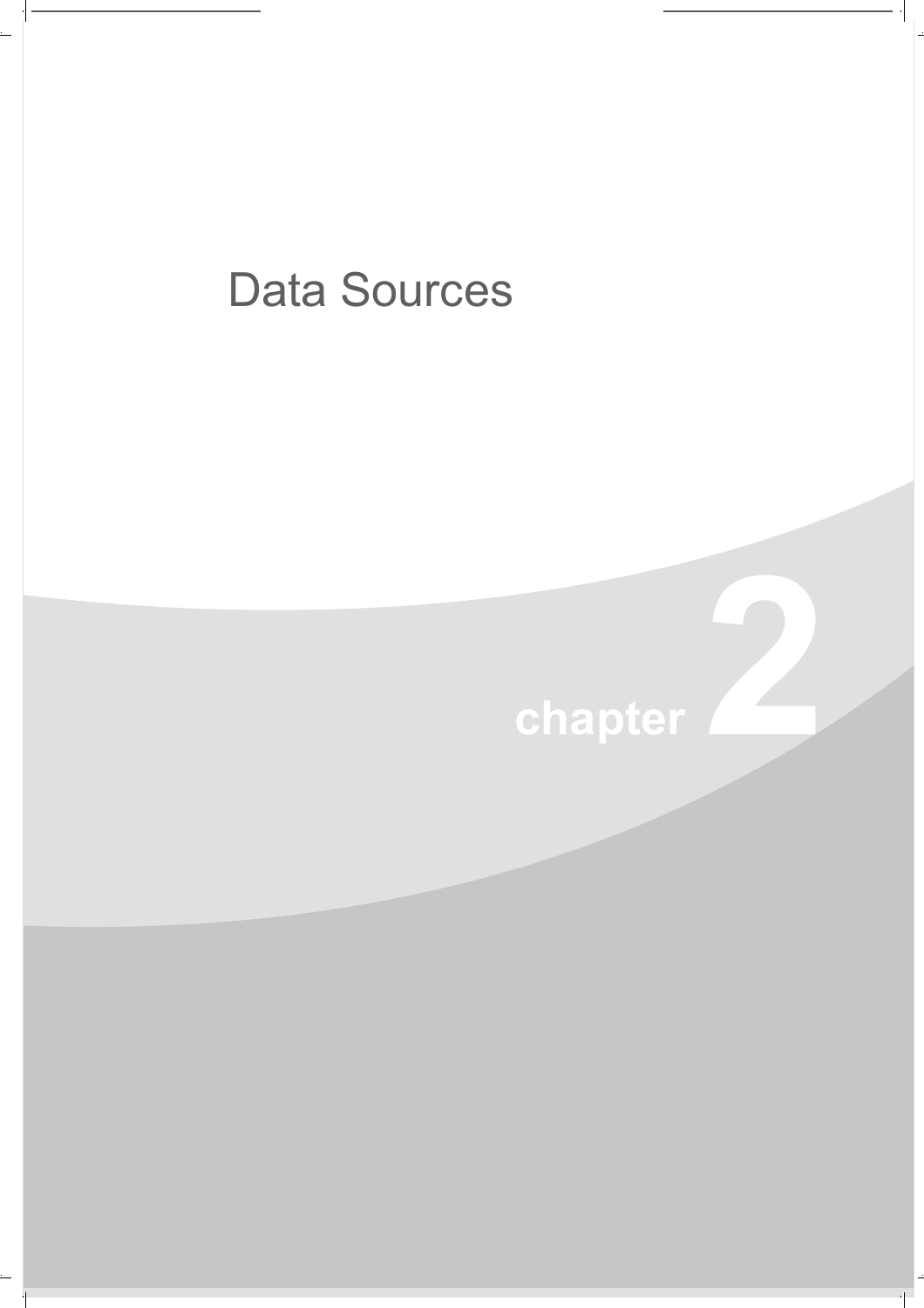# Data Sources

## chapter 2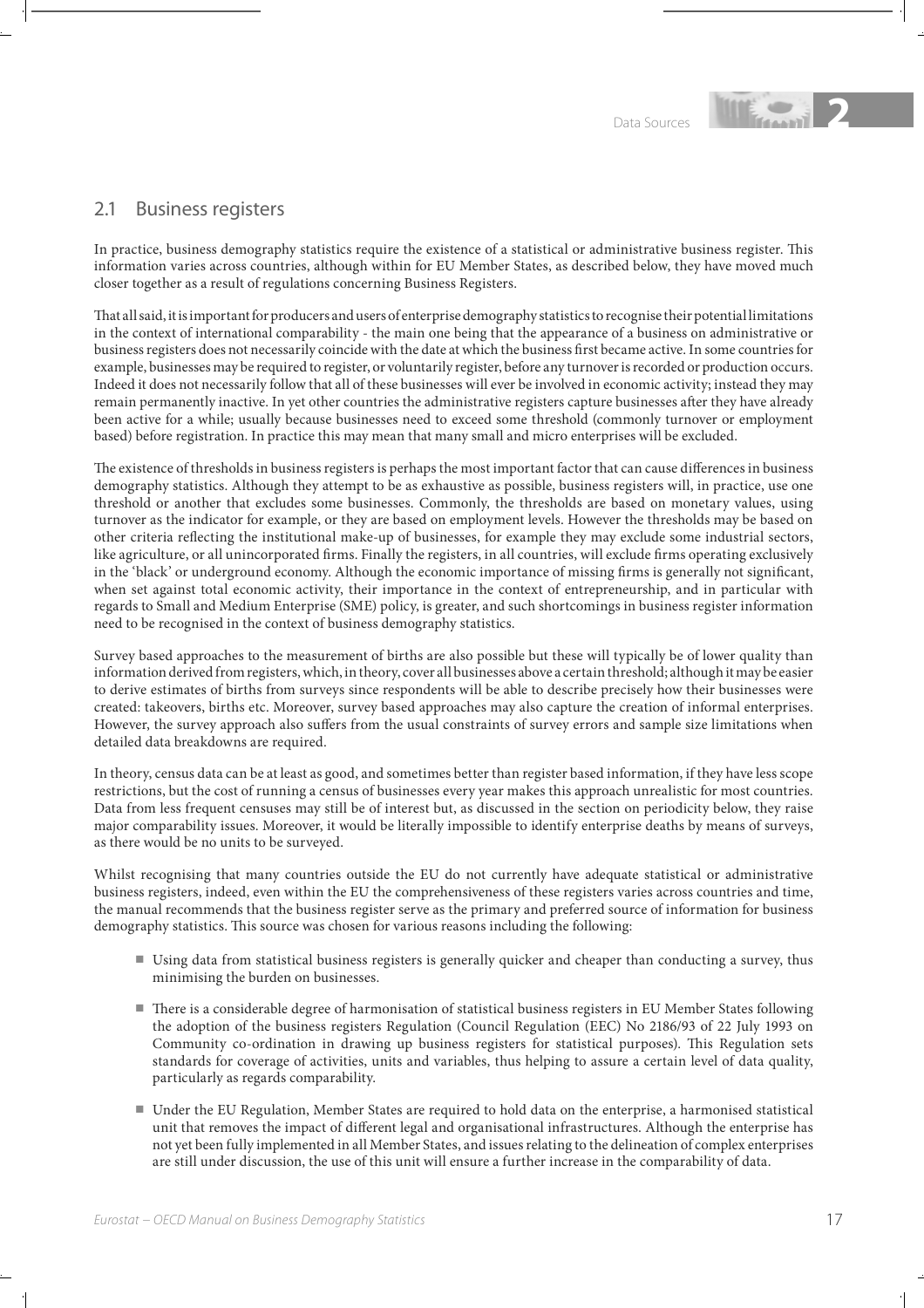## 2.1 Business registers

In practice, business demography statistics require the existence of a statistical or administrative business register. This information varies across countries, although within for EU Member States, as described below, they have moved much closer together as a result of regulations concerning Business Registers.

That all said, it is important for producers and users of enterprise demography statistics to recognise their potential limitations in the context of international comparability - the main one being that the appearance of a business on administrative or business registers does not necessarily coincide with the date at which the business first became active. In some countries for example, businesses may be required to register, or voluntarily register, before any turnover is recorded or production occurs. Indeed it does not necessarily follow that all of these businesses will ever be involved in economic activity; instead they may remain permanently inactive. In yet other countries the administrative registers capture businesses after they have already been active for a while; usually because businesses need to exceed some threshold (commonly turnover or employment based) before registration. In practice this may mean that many small and micro enterprises will be excluded.

The existence of thresholds in business registers is perhaps the most important factor that can cause differences in business demography statistics. Although they attempt to be as exhaustive as possible, business registers will, in practice, use one threshold or another that excludes some businesses. Commonly, the thresholds are based on monetary values, using turnover as the indicator for example, or they are based on employment levels. However the thresholds may be based on other criteria reflecting the institutional make-up of businesses, for example they may exclude some industrial sectors, like agriculture, or all unincorporated firms. Finally the registers, in all countries, will exclude firms operating exclusively in the 'black' or underground economy. Although the economic importance of missing firms is generally not significant, when set against total economic activity, their importance in the context of entrepreneurship, and in particular with regards to Small and Medium Enterprise (SME) policy, is greater, and such shortcomings in business register information need to be recognised in the context of business demography statistics.

Survey based approaches to the measurement of births are also possible but these will typically be of lower quality than information derived from registers, which, in theory, cover all businesses above a certain threshold; although it may be easier to derive estimates of births from surveys since respondents will be able to describe precisely how their businesses were created: takeovers, births etc. Moreover, survey based approaches may also capture the creation of informal enterprises. However, the survey approach also suffers from the usual constraints of survey errors and sample size limitations when detailed data breakdowns are required.

In theory, census data can be at least as good, and sometimes better than register based information, if they have less scope restrictions, but the cost of running a census of businesses every year makes this approach unrealistic for most countries. Data from less frequent censuses may still be of interest but, as discussed in the section on periodicity below, they raise major comparability issues. Moreover, it would be literally impossible to identify enterprise deaths by means of surveys, as there would be no units to be surveyed.

Whilst recognising that many countries outside the EU do not currently have adequate statistical or administrative business registers, indeed, even within the EU the comprehensiveness of these registers varies across countries and time, the manual recommends that the business register serve as the primary and preferred source of information for business demography statistics. This source was chosen for various reasons including the following:

- Using data from statistical business registers is generally quicker and cheaper than conducting a survey, thus minimising the burden on businesses.
- There is a considerable degree of harmonisation of statistical business registers in EU Member States following the adoption of the business registers Regulation (Council Regulation (EEC) No 2186/93 of 22 July 1993 on Community co-ordination in drawing up business registers for statistical purposes). This Regulation sets standards for coverage of activities, units and variables, thus helping to assure a certain level of data quality, particularly as regards comparability.
- Under the EU Regulation, Member States are required to hold data on the enterprise, a harmonised statistical unit that removes the impact of different legal and organisational infrastructures. Although the enterprise has not yet been fully implemented in all Member States, and issues relating to the delineation of complex enterprises are still under discussion, the use of this unit will ensure a further increase in the comparability of data.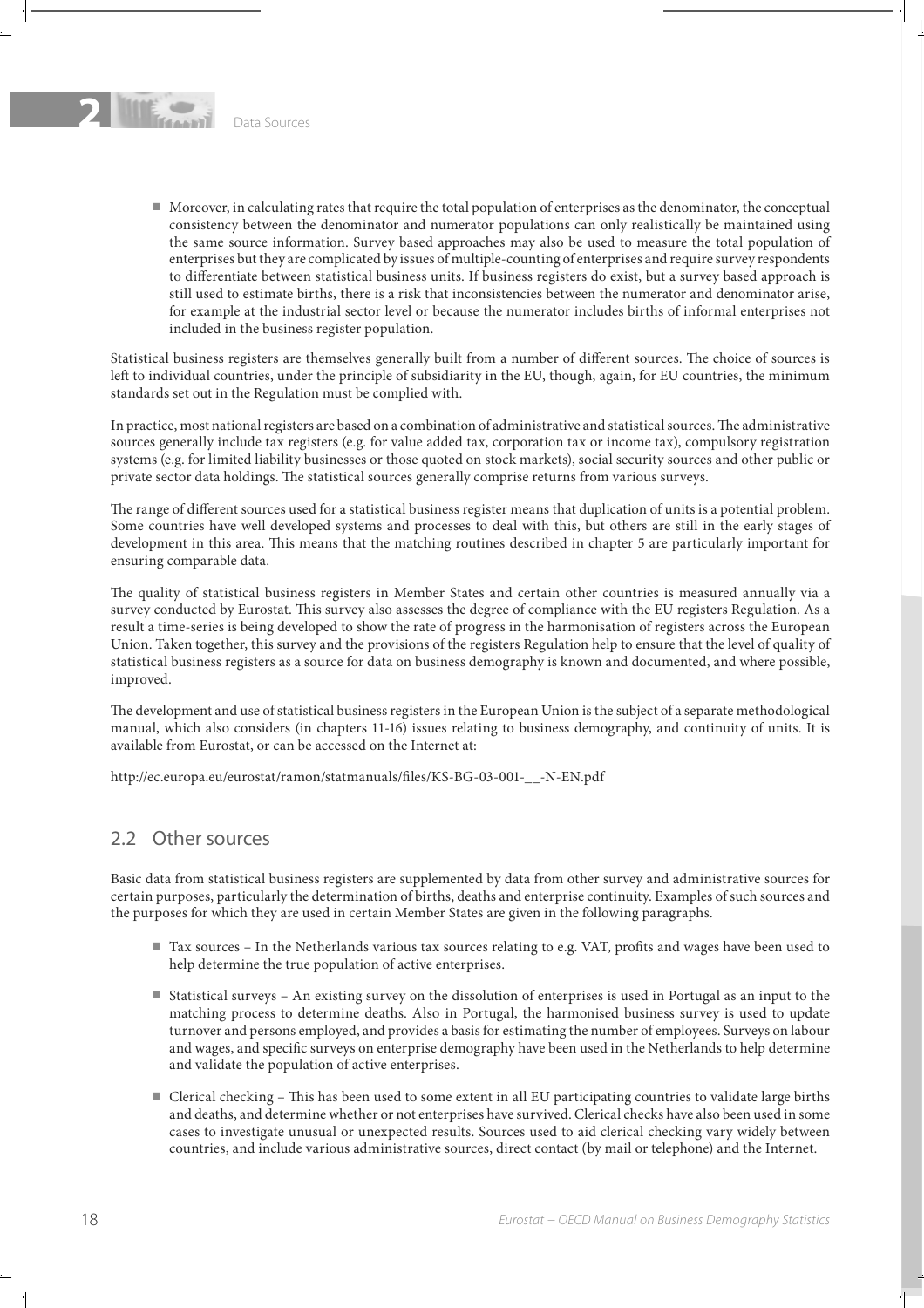- Moreover, in calculating rates that require the total population of enterprises as the denominator, the conceptual consistency between the denominator and numerator populations can only realistically be maintained using the same source information. Survey based approaches may also be used to measure the total population of enterprises but they are complicated by issues of multiple-counting of enterprises and require survey respondents to differentiate between statistical business units. If business registers do exist, but a survey based approach is still used to estimate births, there is a risk that inconsistencies between the numerator and denominator arise, for example at the industrial sector level or because the numerator includes births of informal enterprises not included in the business register population.

Statistical business registers are themselves generally built from a number of different sources. The choice of sources is left to individual countries, under the principle of subsidiarity in the EU, though, again, for EU countries, the minimum standards set out in the Regulation must be complied with.

In practice, most national registers are based on a combination of administrative and statistical sources. The administrative sources generally include tax registers (e.g. for value added tax, corporation tax or income tax), compulsory registration systems (e.g. for limited liability businesses or those quoted on stock markets), social security sources and other public or private sector data holdings. The statistical sources generally comprise returns from various surveys.

The range of different sources used for a statistical business register means that duplication of units is a potential problem. Some countries have well developed systems and processes to deal with this, but others are still in the early stages of development in this area. This means that the matching routines described in chapter 5 are particularly important for ensuring comparable data.

The quality of statistical business registers in Member States and certain other countries is measured annually via a survey conducted by Eurostat. This survey also assesses the degree of compliance with the EU registers Regulation. As a result a time-series is being developed to show the rate of progress in the harmonisation of registers across the European Union. Taken together, this survey and the provisions of the registers Regulation help to ensure that the level of quality of statistical business registers as a source for data on business demography is known and documented, and where possible, improved.

The development and use of statistical business registers in the European Union is the subject of a separate methodological manual, which also considers (in chapters 11-16) issues relating to business demography, and continuity of units. It is available from Eurostat, or can be accessed on the Internet at:

http://ec.europa.eu/eurostat/ramon/statmanuals/files/KS-BG-03-001-__-N-EN.pdf

## 2.2 Other sources

Basic data from statistical business registers are supplemented by data from other survey and administrative sources for certain purposes, particularly the determination of births, deaths and enterprise continuity. Examples of such sources and the purposes for which they are used in certain Member States are given in the following paragraphs.

- Tax sources – In the Netherlands various tax sources relating to e.g. VAT, profits and wages have been used to help determine the true population of active enterprises.

- Statistical surveys – An existing survey on the dissolution of enterprises is used in Portugal as an input to the matching process to determine deaths. Also in Portugal, the harmonised business survey is used to update turnover and persons employed, and provides a basis for estimating the number of employees. Surveys on labour and wages, and specific surveys on enterprise demography have been used in the Netherlands to help determine and validate the population of active enterprises.

- Clerical checking – This has been used to some extent in all EU participating countries to validate large births and deaths, and determine whether or not enterprises have survived. Clerical checks have also been used in some cases to investigate unusual or unexpected results. Sources used to aid clerical checking vary widely between countries, and include various administrative sources, direct contact (by mail or telephone) and the Internet.